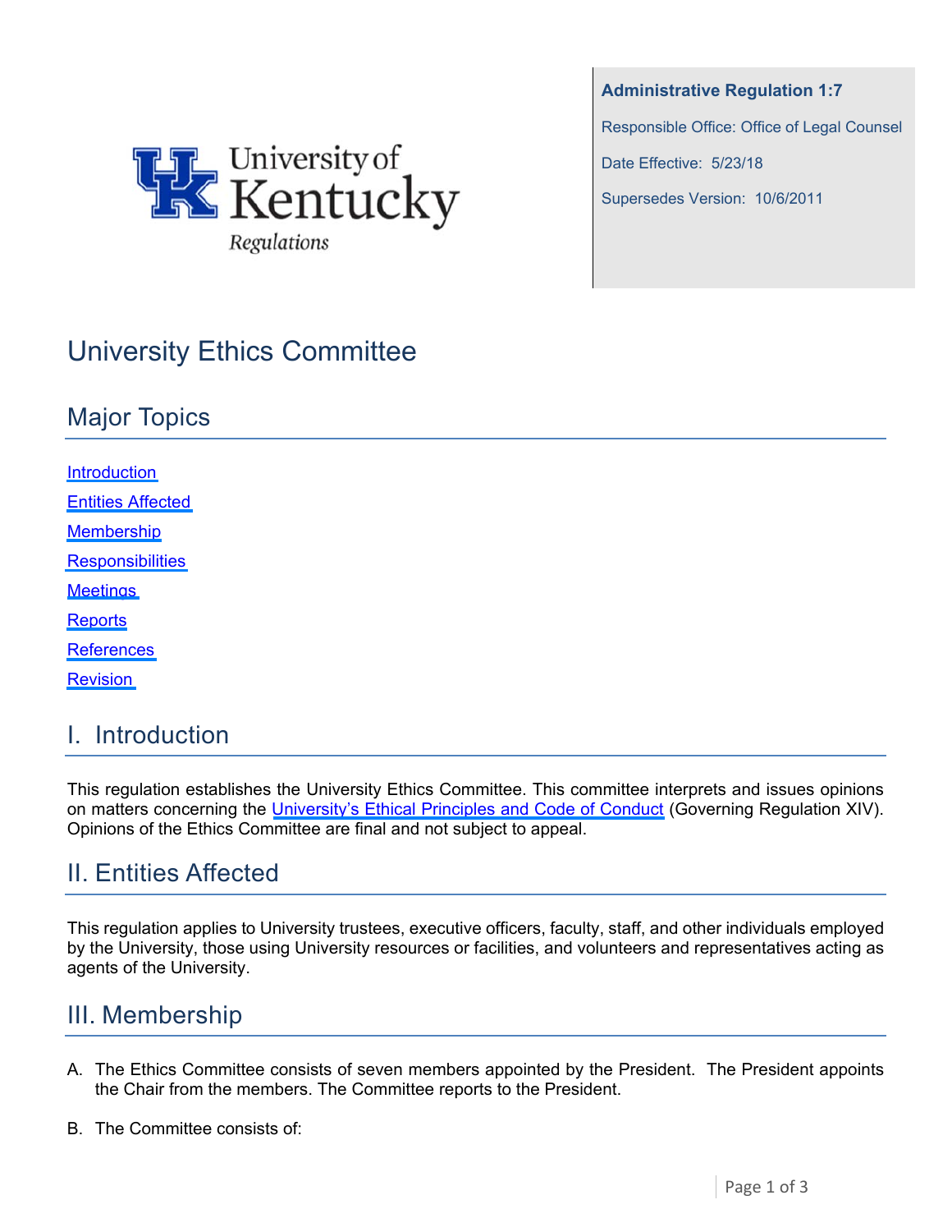University of Kentucky Regulations

**Administrative Regulation 1:7**

Responsible Office: Office of Legal Counsel

Date Effective: 5/23/18

Supersedes Version: 10/6/2011

# University Ethics Committee

## Major Topics

[Introduction](#)

[Entities Affected](#)

[Membership](#)

[Responsibilities](#)

[Meetings](#)

[Reports](#)

[References](#)

[Revision](#)

## I. Introduction

This regulation establishes the University Ethics Committee. This committee interprets and issues opinions on matters concerning the University's Ethical Principles and Code of Conduct (Governing Regulation XIV). Opinions of the Ethics Committee are final and not subject to appeal.

## II. Entities Affected

This regulation applies to University trustees, executive officers, faculty, staff, and other individuals employed by the University, those using University resources or facilities, and volunteers and representatives acting as agents of the University.

## III. Membership

A. The Ethics Committee consists of seven members appointed by the President. The President appoints the Chair from the members. The Committee reports to the President.

B. The Committee consists of: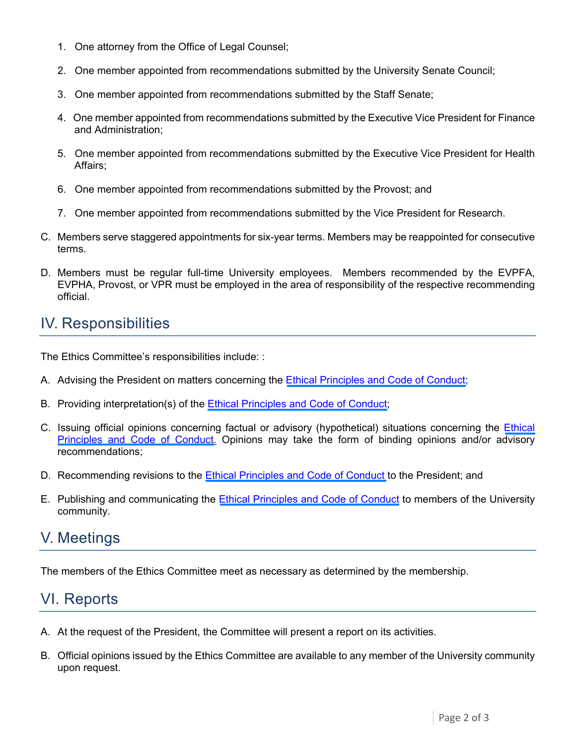1. One attorney from the Office of Legal Counsel;
2. One member appointed from recommendations submitted by the University Senate Council;
3. One member appointed from recommendations submitted by the Staff Senate;
4. One member appointed from recommendations submitted by the Executive Vice President for Finance and Administration;
5. One member appointed from recommendations submitted by the Executive Vice President for Health Affairs;
6. One member appointed from recommendations submitted by the Provost; and
7. One member appointed from recommendations submitted by the Vice President for Research.

C. Members serve staggered appointments for six-year terms. Members may be reappointed for consecutive terms.

D. Members must be regular full-time University employees. Members recommended by the EVPFA, EVPHA, Provost, or VPR must be employed in the area of responsibility of the respective recommending official.

## IV. Responsibilities

The Ethics Committee's responsibilities include: :

A. Advising the President on matters concerning the Ethical Principles and Code of Conduct;

B. Providing interpretation(s) of the Ethical Principles and Code of Conduct;

C. Issuing official opinions concerning factual or advisory (hypothetical) situations concerning the Ethical Principles and Code of Conduct. Opinions may take the form of binding opinions and/or advisory recommendations;

D. Recommending revisions to the Ethical Principles and Code of Conduct to the President; and

E. Publishing and communicating the Ethical Principles and Code of Conduct to members of the University community.

## V. Meetings

The members of the Ethics Committee meet as necessary as determined by the membership.

## VI. Reports

A. At the request of the President, the Committee will present a report on its activities.

B. Official opinions issued by the Ethics Committee are available to any member of the University community upon request.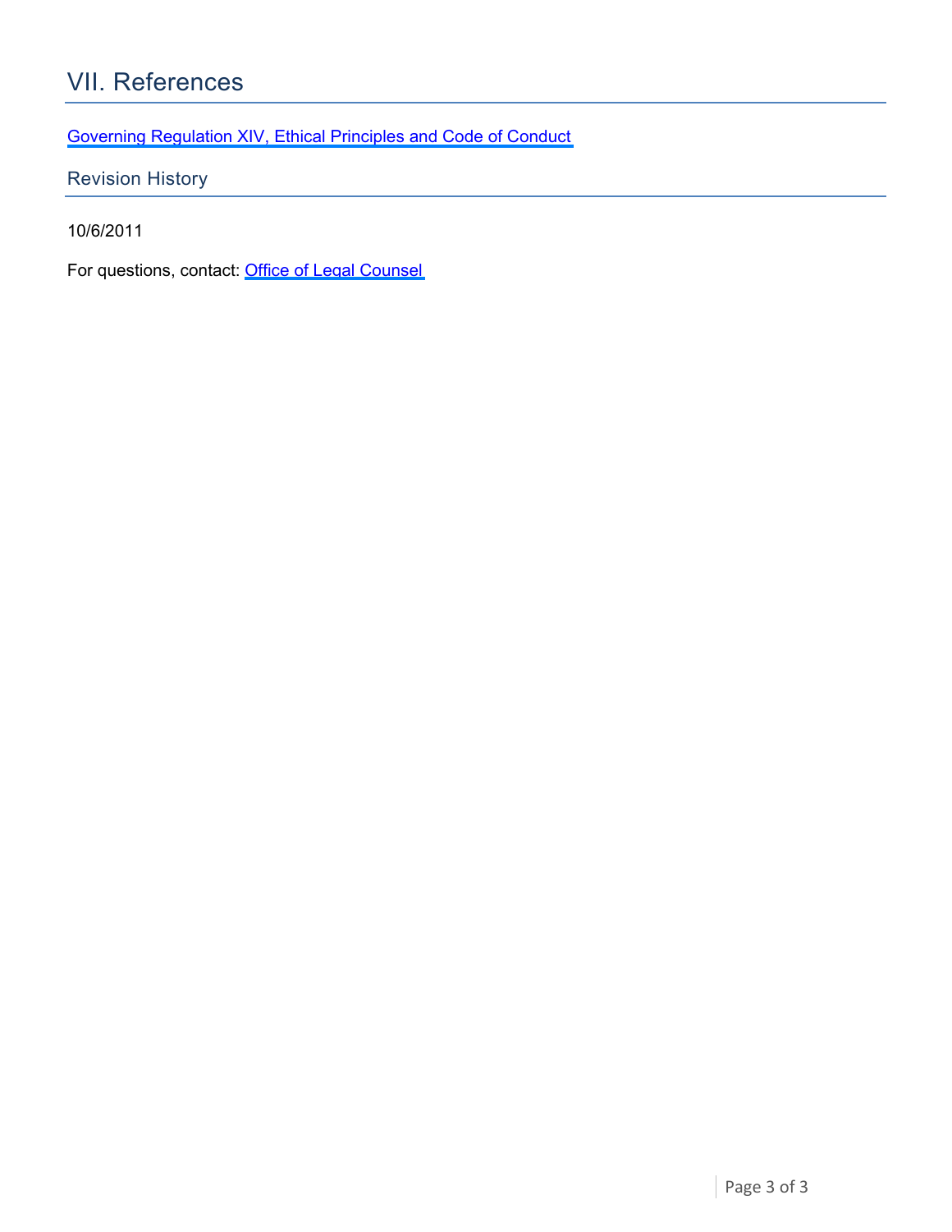## VII. References

Governing Regulation XIV, Ethical Principles and Code of Conduct

### Revision History

10/6/2011

For questions, contact: Office of Legal Counsel